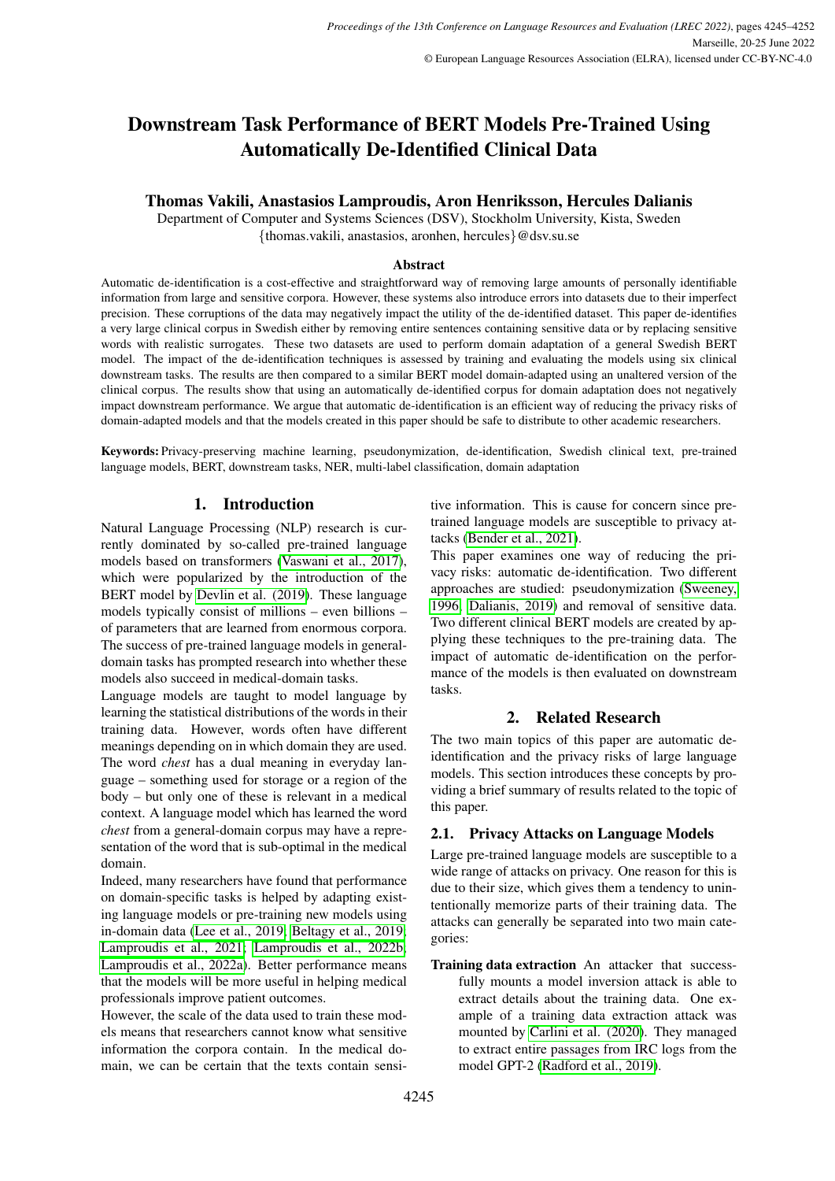# Downstream Task Performance of BERT Models Pre-Trained Using Automatically De-Identified Clinical Data

**Thomas Vakili, Anastasios Lamproudis, Aron Henriksson, Hercules Dalianis**

Department of Computer and Systems Sciences (DSV), Stockholm University, Kista, Sweden
{thomas.vakili, anastasios, aronhen, hercules}@dsv.su.se

### Abstract

Automatic de-identification is a cost-effective and straightforward way of removing large amounts of personally identifiable information from large and sensitive corpora. However, these systems also introduce errors into datasets due to their imperfect precision. These corruptions of the data may negatively impact the utility of the de-identified dataset. This paper de-identifies a very large clinical corpus in Swedish either by removing entire sentences containing sensitive data or by replacing sensitive words with realistic surrogates. These two datasets are used to perform domain adaptation of a general Swedish BERT model. The impact of the de-identification techniques is assessed by training and evaluating the models using six clinical downstream tasks. The results are then compared to a similar BERT model domain-adapted using an unaltered version of the clinical corpus. The results show that using an automatically de-identified corpus for domain adaptation does not negatively impact downstream performance. We argue that automatic de-identification is an efficient way of reducing the privacy risks of domain-adapted models and that the models created in this paper should be safe to distribute to other academic researchers.

**Keywords:** Privacy-preserving machine learning, pseudonymization, de-identification, Swedish clinical text, pre-trained language models, BERT, downstream tasks, NER, multi-label classification, domain adaptation

## 1. Introduction

Natural Language Processing (NLP) research is currently dominated by so-called pre-trained language models based on transformers (Vaswani et al., 2017), which were popularized by the introduction of the BERT model by Devlin et al. (2019). These language models typically consist of millions – even billions – of parameters that are learned from enormous corpora. The success of pre-trained language models in general-domain tasks has prompted research into whether these models also succeed in medical-domain tasks.

Language models are taught to model language by learning the statistical distributions of the words in their training data. However, words often have different meanings depending on in which domain they are used. The word *chest* has a dual meaning in everyday language – something used for storage or a region of the body – but only one of these is relevant in a medical context. A language model which has learned the word *chest* from a general-domain corpus may have a representation of the word that is sub-optimal in the medical domain.

Indeed, many researchers have found that performance on domain-specific tasks is helped by adapting existing language models or pre-training new models using in-domain data (Lee et al., 2019; Beltagy et al., 2019; Lamproudis et al., 2021; Lamproudis et al., 2022b; Lamproudis et al., 2022a). Better performance means that the models will be more useful in helping medical professionals improve patient outcomes.

However, the scale of the data used to train these models means that researchers cannot know what sensitive information the corpora contain. In the medical domain, we can be certain that the texts contain sensitive information. This is cause for concern since pre-trained language models are susceptible to privacy attacks (Bender et al., 2021).

This paper examines one way of reducing the privacy risks: automatic de-identification. Two different approaches are studied: pseudonymization (Sweeney, 1996; Dalianis, 2019) and removal of sensitive data. Two different clinical BERT models are created by applying these techniques to the pre-training data. The impact of automatic de-identification on the performance of the models is then evaluated on downstream tasks.

## 2. Related Research

The two main topics of this paper are automatic de-identification and the privacy risks of large language models. This section introduces these concepts by providing a brief summary of results related to the topic of this paper.

### 2.1. Privacy Attacks on Language Models

Large pre-trained language models are susceptible to a wide range of attacks on privacy. One reason for this is due to their size, which gives them a tendency to unintentionally memorize parts of their training data. The attacks can generally be separated into two main categories:

**Training data extraction** An attacker that successfully mounts a model inversion attack is able to extract details about the training data. One example of a training data extraction attack was mounted by Carlini et al. (2020). They managed to extract entire passages from IRC logs from the model GPT-2 (Radford et al., 2019).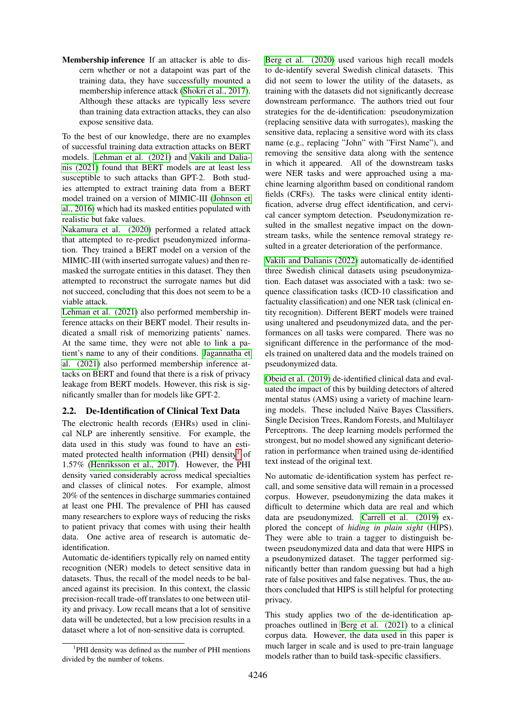**Membership inference** If an attacker is able to discern whether or not a datapoint was part of the training data, they have successfully mounted a membership inference attack (Shokri et al., 2017). Although these attacks are typically less severe than training data extraction attacks, they can also expose sensitive data.

To the best of our knowledge, there are no examples of successful training data extraction attacks on BERT models. Lehman et al. (2021) and Vakili and Dalianis (2021) found that BERT models are at least less susceptible to such attacks than GPT-2. Both studies attempted to extract training data from a BERT model trained on a version of MIMIC-III (Johnson et al., 2016) which had its masked entities populated with realistic but fake values.

Nakamura et al. (2020) performed a related attack that attempted to re-predict pseudonymized information. They trained a BERT model on a version of the MIMIC-III (with inserted surrogate values) and then remasked the surrogate entities in this dataset. They then attempted to reconstruct the surrogate names but did not succeed, concluding that this does not seem to be a viable attack.

Lehman et al. (2021) also performed membership inference attacks on their BERT model. Their results indicated a small risk of memorizing patients' names. At the same time, they were not able to link a patient's name to any of their conditions. Jagannatha et al. (2021) also performed membership inference attacks on BERT and found that there is a risk of privacy leakage from BERT models. However, this risk is significantly smaller than for models like GPT-2.

## 2.2. De-Identification of Clinical Text Data

The electronic health records (EHRs) used in clinical NLP are inherently sensitive. For example, the data used in this study was found to have an estimated protected health information (PHI) density[1] of 1.57% (Henriksson et al., 2017). However, the PHI density varied considerably across medical specialties and classes of clinical notes. For example, almost 20% of the sentences in discharge summaries contained at least one PHI. The prevalence of PHI has caused many researchers to explore ways of reducing the risks to patient privacy that comes with using their health data. One active area of research is automatic de-identification.

Automatic de-identifiers typically rely on named entity recognition (NER) models to detect sensitive data in datasets. Thus, the recall of the model needs to be balanced against its precision. In this context, the classic precision-recall trade-off translates to one between utility and privacy. Low recall means that a lot of sensitive data will be undetected, but a low precision results in a dataset where a lot of non-sensitive data is corrupted.

[1] PHI density was defined as the number of PHI mentions divided by the number of tokens.

Berg et al. (2020) used various high recall models to de-identify several Swedish clinical datasets. This did not seem to lower the utility of the datasets, as training with the datasets did not significantly decrease downstream performance. The authors tried out four strategies for the de-identification: pseudonymization (replacing sensitive data with surrogates), masking the sensitive data, replacing a sensitive word with its class name (e.g., replacing "John" with "First Name"), and removing the sensitive data along with the sentence in which it appeared. All of the downstream tasks were NER tasks and were approached using a machine learning algorithm based on conditional random fields (CRFs). The tasks were clinical entity identification, adverse drug effect identification, and cervical cancer symptom detection. Pseudonymization resulted in the smallest negative impact on the downstream tasks, while the sentence removal strategy resulted in a greater deterioration of the performance.

Vakili and Dalianis (2022) automatically de-identified three Swedish clinical datasets using pseudonymization. Each dataset was associated with a task: two sequence classification tasks (ICD-10 classification and factuality classification) and one NER task (clinical entity recognition). Different BERT models were trained using unaltered and pseudonymized data, and the performances on all tasks were compared. There was no significant difference in the performance of the models trained on unaltered data and the models trained on pseudonymized data.

Obeid et al. (2019) de-identified clinical data and evaluated the impact of this by building detectors of altered mental status (AMS) using a variety of machine learning models. These included Naïve Bayes Classifiers, Single Decision Trees, Random Forests, and Multilayer Perceptrons. The deep learning models performed the strongest, but no model showed any significant deterioration in performance when trained using de-identified text instead of the original text.

No automatic de-identification system has perfect recall, and some sensitive data will remain in a processed corpus. However, pseudonymizing the data makes it difficult to determine which data are real and which data are pseudonymized. Carrell et al. (2019) explored the concept of *hiding in plain sight* (HIPS). They were able to train a tagger to distinguish between pseudonymized data and data that were HIPS in a pseudonymized dataset. The tagger performed significantly better than random guessing but had a high rate of false positives and false negatives. Thus, the authors concluded that HIPS is still helpful for protecting privacy.

This study applies two of the de-identification approaches outlined in Berg et al. (2021) to a clinical corpus data. However, the data used in this paper is much larger in scale and is used to pre-train language models rather than to build task-specific classifiers.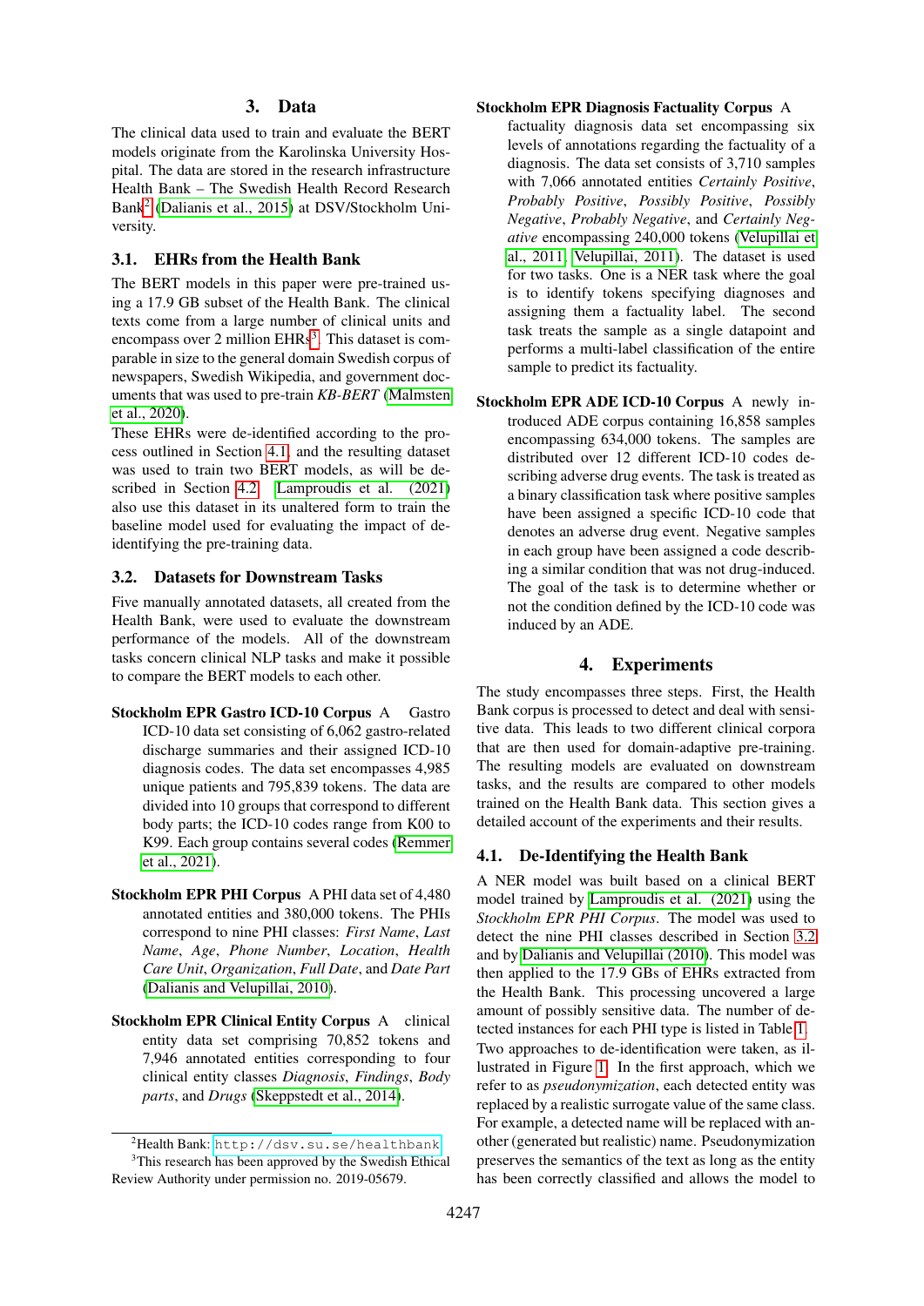# 3. Data

The clinical data used to train and evaluate the BERT models originate from the Karolinska University Hospital. The data are stored in the research infrastructure Health Bank – The Swedish Health Record Research Bank[2] (Dalianis et al., 2015) at DSV/Stockholm University.

## 3.1. EHRs from the Health Bank

The BERT models in this paper were pre-trained using a 17.9 GB subset of the Health Bank. The clinical texts come from a large number of clinical units and encompass over 2 million EHRs[3]. This dataset is comparable in size to the general domain Swedish corpus of newspapers, Swedish Wikipedia, and government documents that was used to pre-train *KB-BERT* (Malmsten et al., 2020).

These EHRs were de-identified according to the process outlined in Section 4.1. and the resulting dataset was used to train two BERT models, as will be described in Section 4.2. Lamproudis et al. (2021) also use this dataset in its unaltered form to train the baseline model used for evaluating the impact of de-identifying the pre-training data.

## 3.2. Datasets for Downstream Tasks

Five manually annotated datasets, all created from the Health Bank, were used to evaluate the downstream performance of the models. All of the downstream tasks concern clinical NLP tasks and make it possible to compare the BERT models to each other.

**Stockholm EPR Gastro ICD-10 Corpus** A Gastro ICD-10 data set consisting of 6,062 gastro-related discharge summaries and their assigned ICD-10 diagnosis codes. The data set encompasses 4,985 unique patients and 795,839 tokens. The data are divided into 10 groups that correspond to different body parts; the ICD-10 codes range from K00 to K99. Each group contains several codes (Remmer et al., 2021).

**Stockholm EPR PHI Corpus** A PHI data set of 4,480 annotated entities and 380,000 tokens. The PHIs correspond to nine PHI classes: *First Name*, *Last Name*, *Age*, *Phone Number*, *Location*, *Health Care Unit*, *Organization*, *Full Date*, and *Date Part* (Dalianis and Velupillai, 2010).

**Stockholm EPR Clinical Entity Corpus** A clinical entity data set comprising 70,852 tokens and 7,946 annotated entities corresponding to four clinical entity classes *Diagnosis*, *Findings*, *Body parts*, and *Drugs* (Skeppstedt et al., 2014).

**Stockholm EPR Diagnosis Factuality Corpus** A factuality diagnosis data set encompassing six levels of annotations regarding the factuality of a diagnosis. The data set consists of 3,710 samples with 7,066 annotated entities *Certainly Positive*, *Probably Positive*, *Possibly Positive*, *Possibly Negative*, *Probably Negative*, and *Certainly Negative* encompassing 240,000 tokens (Velupillai et al., 2011; Velupillai, 2011). The dataset is used for two tasks. One is a NER task where the goal is to identify tokens specifying diagnoses and assigning them a factuality label. The second task treats the sample as a single datapoint and performs a multi-label classification of the entire sample to predict its factuality.

**Stockholm EPR ADE ICD-10 Corpus** A newly introduced ADE corpus containing 16,858 samples encompassing 634,000 tokens. The samples are distributed over 12 different ICD-10 codes describing adverse drug events. The task is treated as a binary classification task where positive samples have been assigned a specific ICD-10 code that denotes an adverse drug event. Negative samples in each group have been assigned a code describing a similar condition that was not drug-induced. The goal of the task is to determine whether or not the condition defined by the ICD-10 code was induced by an ADE.

# 4. Experiments

The study encompasses three steps. First, the Health Bank corpus is processed to detect and deal with sensitive data. This leads to two different clinical corpora that are then used for domain-adaptive pre-training. The resulting models are evaluated on downstream tasks, and the results are compared to other models trained on the Health Bank data. This section gives a detailed account of the experiments and their results.

## 4.1. De-Identifying the Health Bank

A NER model was built based on a clinical BERT model trained by Lamproudis et al. (2021) using the *Stockholm EPR PHI Corpus*. The model was used to detect the nine PHI classes described in Section 3.2 and by Dalianis and Velupillai (2010). This model was then applied to the 17.9 GBs of EHRs extracted from the Health Bank. This processing uncovered a large amount of possibly sensitive data. The number of detected instances for each PHI type is listed in Table 1.

Two approaches to de-identification were taken, as illustrated in Figure 1. In the first approach, which we refer to as *pseudonymization*, each detected entity was replaced by a realistic surrogate value of the same class. For example, a detected name will be replaced with another (generated but realistic) name. Pseudonymization preserves the semantics of the text as long as the entity has been correctly classified and allows the model to

[2] Health Bank: http://dsv.su.se/healthbank

[3] This research has been approved by the Swedish Ethical Review Authority under permission no. 2019-05679.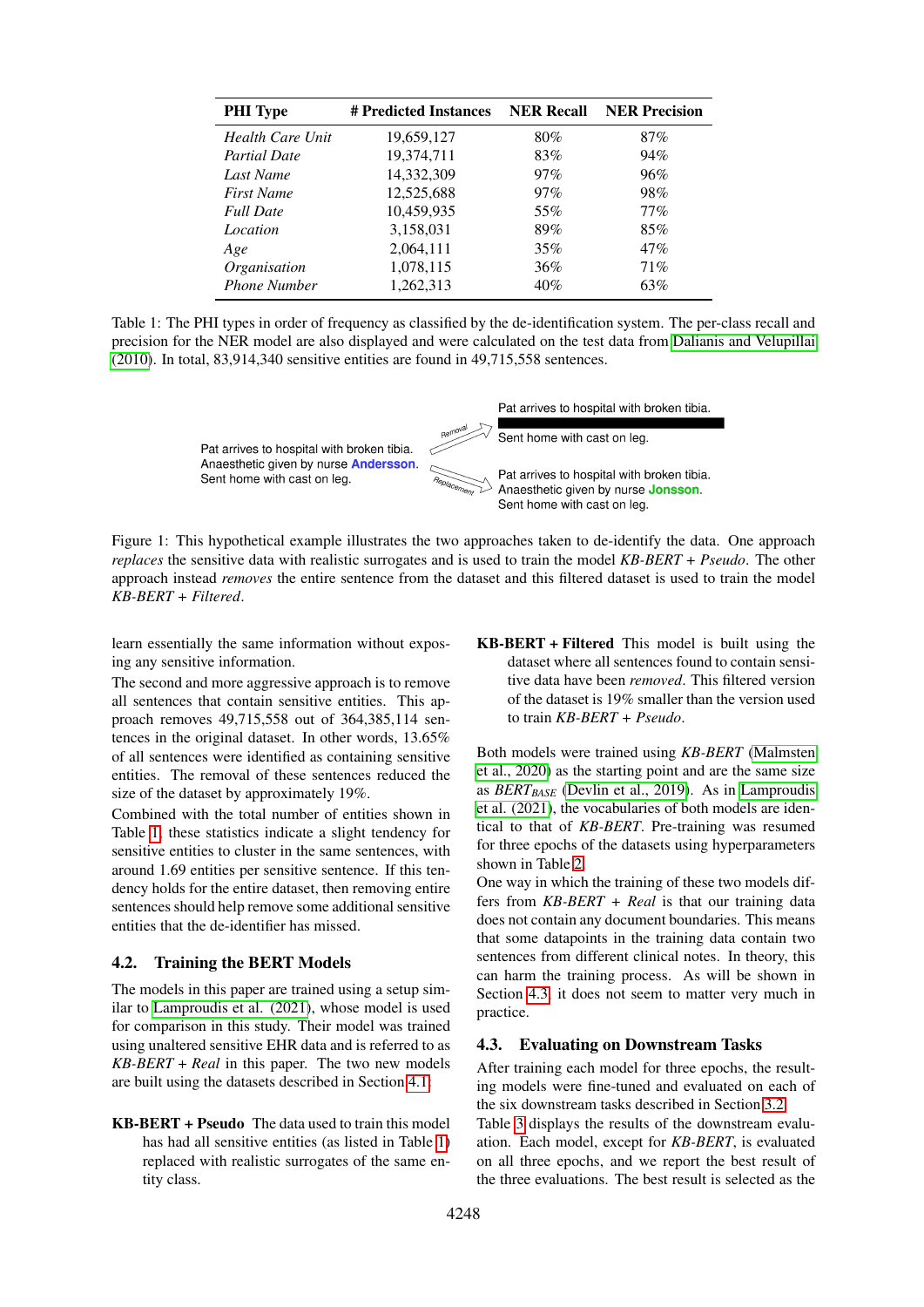| PHI Type | # Predicted Instances | NER Recall | NER Precision |
|---|---|---|---|
| *Health Care Unit* | 19,659,127 | 80% | 87% |
| *Partial Date* | 19,374,711 | 83% | 94% |
| *Last Name* | 14,332,309 | 97% | 96% |
| *First Name* | 12,525,688 | 97% | 98% |
| *Full Date* | 10,459,935 | 55% | 77% |
| *Location* | 3,158,031 | 89% | 85% |
| *Age* | 2,064,111 | 35% | 47% |
| *Organisation* | 1,078,115 | 36% | 71% |
| *Phone Number* | 1,262,313 | 40% | 63% |

Table 1: The PHI types in order of frequency as classified by the de-identification system. The per-class recall and precision for the NER model are also displayed and were calculated on the test data from Dalianis and Velupillai (2010). In total, 83,914,340 sensitive entities are found in 49,715,558 sentences.

Pat arrives to hospital with broken tibia.
Anaesthetic given by nurse **Andersson**.
Sent home with cast on leg.

Removal →

Pat arrives to hospital with broken tibia.
█████████████████████
Sent home with cast on leg.

Replacement →

Pat arrives to hospital with broken tibia.
Anaesthetic given by nurse **Jonsson**.
Sent home with cast on leg.

Figure 1: This hypothetical example illustrates the two approaches taken to de-identify the data. One approach *replaces* the sensitive data with realistic surrogates and is used to train the model *KB-BERT + Pseudo*. The other approach instead *removes* the entire sentence from the dataset and this filtered dataset is used to train the model *KB-BERT + Filtered*.

learn essentially the same information without exposing any sensitive information.

The second and more aggressive approach is to remove all sentences that contain sensitive entities. This approach removes 49,715,558 out of 364,385,114 sentences in the original dataset. In other words, 13.65% of all sentences were identified as containing sensitive entities. The removal of these sentences reduced the size of the dataset by approximately 19%.

Combined with the total number of entities shown in Table 1, these statistics indicate a slight tendency for sensitive entities to cluster in the same sentences, with around 1.69 entities per sensitive sentence. If this tendency holds for the entire dataset, then removing entire sentences should help remove some additional sensitive entities that the de-identifier has missed.

## 4.2. Training the BERT Models

The models in this paper are trained using a setup similar to Lamproudis et al. (2021), whose model is used for comparison in this study. Their model was trained using unaltered sensitive EHR data and is referred to as *KB-BERT + Real* in this paper. The two new models are built using the datasets described in Section 4.1:

**KB-BERT + Pseudo** The data used to train this model has had all sensitive entities (as listed in Table 1) replaced with realistic surrogates of the same entity class.

**KB-BERT + Filtered** This model is built using the dataset where all sentences found to contain sensitive data have been *removed*. This filtered version of the dataset is 19% smaller than the version used to train *KB-BERT + Pseudo*.

Both models were trained using *KB-BERT* (Malmsten et al., 2020) as the starting point and are the same size as $BERT_{BASE}$ (Devlin et al., 2019). As in Lamproudis et al. (2021), the vocabularies of both models are identical to that of *KB-BERT*. Pre-training was resumed for three epochs of the datasets using hyperparameters shown in Table 2.

One way in which the training of these two models differs from *KB-BERT + Real* is that our training data does not contain any document boundaries. This means that some datapoints in the training data contain two sentences from different clinical notes. In theory, this can harm the training process. As will be shown in Section 4.3, it does not seem to matter very much in practice.

## 4.3. Evaluating on Downstream Tasks

After training each model for three epochs, the resulting models were fine-tuned and evaluated on each of the six downstream tasks described in Section 3.2.

Table 3 displays the results of the downstream evaluation. Each model, except for *KB-BERT*, is evaluated on all three epochs, and we report the best result of the three evaluations. The best result is selected as the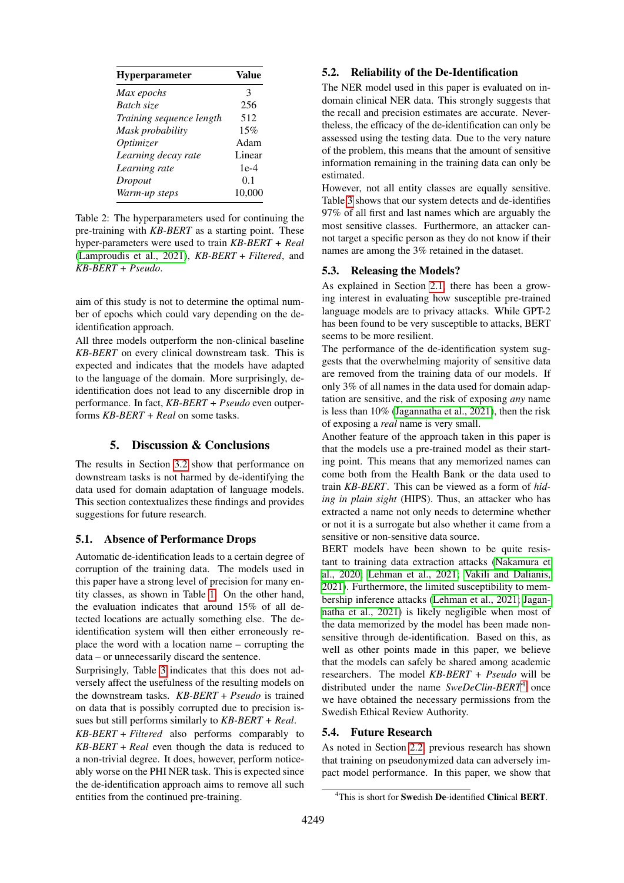| Hyperparameter | Value |
|---|---|
| *Max epochs* | 3 |
| *Batch size* | 256 |
| *Training sequence length* | 512 |
| *Mask probability* | 15% |
| *Optimizer* | Adam |
| *Learning decay rate* | Linear |
| *Learning rate* | 1e-4 |
| *Dropout* | 0.1 |
| *Warm-up steps* | 10,000 |

Table 2: The hyperparameters used for continuing the pre-training with *KB-BERT* as a starting point. These hyper-parameters were used to train *KB-BERT + Real* (Lamproudis et al., 2021), *KB-BERT + Filtered*, and *KB-BERT + Pseudo*.

aim of this study is not to determine the optimal number of epochs which could vary depending on the de-identification approach.

All three models outperform the non-clinical baseline *KB-BERT* on every clinical downstream task. This is expected and indicates that the models have adapted to the language of the domain. More surprisingly, de-identification does not lead to any discernible drop in performance. In fact, *KB-BERT + Pseudo* even outperforms *KB-BERT + Real* on some tasks.

## 5. Discussion & Conclusions

The results in Section 3.2 show that performance on downstream tasks is not harmed by de-identifying the data used for domain adaptation of language models. This section contextualizes these findings and provides suggestions for future research.

### 5.1. Absence of Performance Drops

Automatic de-identification leads to a certain degree of corruption of the training data. The models used in this paper have a strong level of precision for many entity classes, as shown in Table 1. On the other hand, the evaluation indicates that around 15% of all detected locations are actually something else. The de-identification system will then either erroneously replace the word with a location name – corrupting the data – or unnecessarily discard the sentence.

Surprisingly, Table 3 indicates that this does not adversely affect the usefulness of the resulting models on the downstream tasks. *KB-BERT + Pseudo* is trained on data that is possibly corrupted due to precision issues but still performs similarly to *KB-BERT + Real*.

*KB-BERT + Filtered* also performs comparably to *KB-BERT + Real* even though the data is reduced to a non-trivial degree. It does, however, perform noticeably worse on the PHI NER task. This is expected since the de-identification approach aims to remove all such entities from the continued pre-training.

### 5.2. Reliability of the De-Identification

The NER model used in this paper is evaluated on in-domain clinical NER data. This strongly suggests that the recall and precision estimates are accurate. Nevertheless, the efficacy of the de-identification can only be assessed using the testing data. Due to the very nature of the problem, this means that the amount of sensitive information remaining in the training data can only be estimated.

However, not all entity classes are equally sensitive. Table 3 shows that our system detects and de-identifies 97% of all first and last names which are arguably the most sensitive classes. Furthermore, an attacker cannot target a specific person as they do not know if their names are among the 3% retained in the dataset.

### 5.3. Releasing the Models?

As explained in Section 2.1, there has been a growing interest in evaluating how susceptible pre-trained language models are to privacy attacks. While GPT-2 has been found to be very susceptible to attacks, BERT seems to be more resilient.

The performance of the de-identification system suggests that the overwhelming majority of sensitive data are removed from the training data of our models. If only 3% of all names in the data used for domain adaptation are sensitive, and the risk of exposing *any* name is less than 10% (Jagannatha et al., 2021), then the risk of exposing a *real* name is very small.

Another feature of the approach taken in this paper is that the models use a pre-trained model as their starting point. This means that any memorized names can come both from the Health Bank or the data used to train *KB-BERT*. This can be viewed as a form of *hiding in plain sight* (HIPS). Thus, an attacker who has extracted a name not only needs to determine whether or not it is a surrogate but also whether it came from a sensitive or non-sensitive data source.

BERT models have been shown to be quite resistant to training data extraction attacks (Nakamura et al., 2020; Lehman et al., 2021; Vakili and Dalianis, 2021). Furthermore, the limited susceptibility to membership inference attacks (Lehman et al., 2021; Jagannatha et al., 2021) is likely negligible when most of the data memorized by the model has been made non-sensitive through de-identification. Based on this, as well as other points made in this paper, we believe that the models can safely be shared among academic researchers. The model *KB-BERT + Pseudo* will be distributed under the name *SweDeClin-BERT*[4] once we have obtained the necessary permissions from the Swedish Ethical Review Authority.

### 5.4. Future Research

As noted in Section 2.2, previous research has shown that training on pseudonymized data can adversely impact model performance. In this paper, we show that

[4] This is short for **Swe**dish **De**-identified **Clin**ical **BERT**.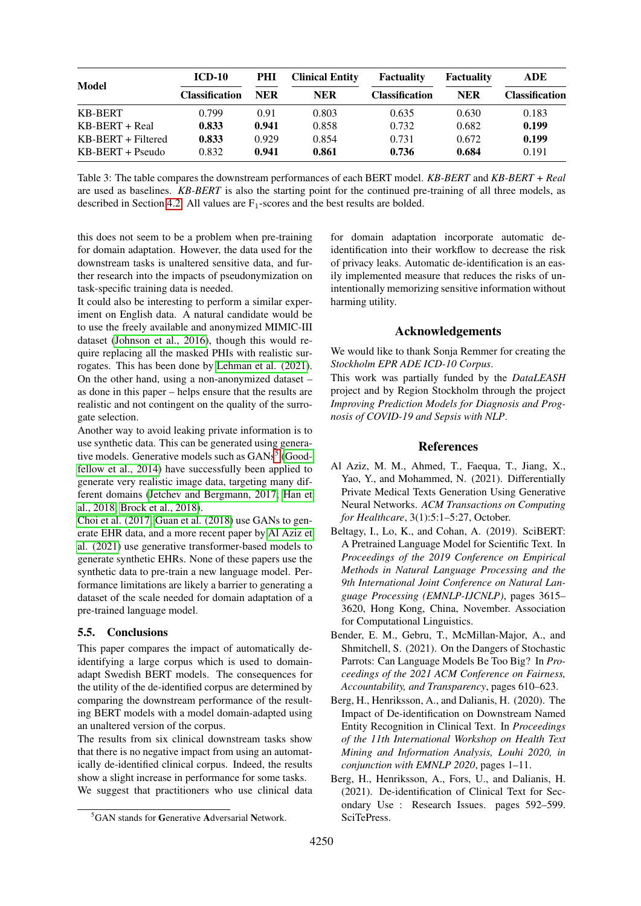| Model | ICD-10 Classification | PHI NER | Clinical Entity NER | Factuality Classification | Factuality NER | ADE Classification |
|---|---|---|---|---|---|---|
| KB-BERT | 0.799 | 0.91 | 0.803 | 0.635 | 0.630 | 0.183 |
| KB-BERT + Real | **0.833** | **0.941** | 0.858 | 0.732 | 0.682 | **0.199** |
| KB-BERT + Filtered | **0.833** | 0.929 | 0.854 | 0.731 | 0.672 | **0.199** |
| KB-BERT + Pseudo | 0.832 | **0.941** | **0.861** | **0.736** | **0.684** | 0.191 |

Table 3: The table compares the downstream performances of each BERT model. *KB-BERT* and *KB-BERT + Real* are used as baselines. *KB-BERT* is also the starting point for the continued pre-training of all three models, as described in Section 4.2. All values are $F_1$-scores and the best results are bolded.

this does not seem to be a problem when pre-training for domain adaptation. However, the data used for the downstream tasks is unaltered sensitive data, and further research into the impacts of pseudonymization on task-specific training data is needed.

It could also be interesting to perform a similar experiment on English data. A natural candidate would be to use the freely available and anonymized MIMIC-III dataset (Johnson et al., 2016), though this would require replacing all the masked PHIs with realistic surrogates. This has been done by Lehman et al. (2021). On the other hand, using a non-anonymized dataset – as done in this paper – helps ensure that the results are realistic and not contingent on the quality of the surrogate selection.

Another way to avoid leaking private information is to use synthetic data. This can be generated using generative models. Generative models such as GANs[5] (Goodfellow et al., 2014) have successfully been applied to generate very realistic image data, targeting many different domains (Jetchev and Bergmann, 2017; Han et al., 2018; Brock et al., 2018).

Choi et al. (2017; Guan et al. (2018) use GANs to generate EHR data, and a more recent paper by Al Aziz et al. (2021) use generative transformer-based models to generate synthetic EHRs. None of these papers use the synthetic data to pre-train a new language model. Performance limitations are likely a barrier to generating a dataset of the scale needed for domain adaptation of a pre-trained language model.

### 5.5. Conclusions

This paper compares the impact of automatically de-identifying a large corpus which is used to domain-adapt Swedish BERT models. The consequences for the utility of the de-identified corpus are determined by comparing the downstream performance of the resulting BERT models with a model domain-adapted using an unaltered version of the corpus.

The results from six clinical downstream tasks show that there is no negative impact from using an automatically de-identified clinical corpus. Indeed, the results show a slight increase in performance for some tasks.

We suggest that practitioners who use clinical data for domain adaptation incorporate automatic de-identification into their workflow to decrease the risk of privacy leaks. Automatic de-identification is an easily implemented measure that reduces the risks of unintentionally memorizing sensitive information without harming utility.

[5] GAN stands for **G**enerative **A**dversarial **N**etwork.

## Acknowledgements

We would like to thank Sonja Remmer for creating the *Stockholm EPR ADE ICD-10 Corpus*.

This work was partially funded by the *DataLEASH* project and by Region Stockholm through the project *Improving Prediction Models for Diagnosis and Prognosis of COVID-19 and Sepsis with NLP*.

## References

Al Aziz, M. M., Ahmed, T., Faequa, T., Jiang, X., Yao, Y., and Mohammed, N. (2021). Differentially Private Medical Texts Generation Using Generative Neural Networks. *ACM Transactions on Computing for Healthcare*, 3(1):5:1–5:27, October.

Beltagy, I., Lo, K., and Cohan, A. (2019). SciBERT: A Pretrained Language Model for Scientific Text. In *Proceedings of the 2019 Conference on Empirical Methods in Natural Language Processing and the 9th International Joint Conference on Natural Language Processing (EMNLP-IJCNLP)*, pages 3615–3620, Hong Kong, China, November. Association for Computational Linguistics.

Bender, E. M., Gebru, T., McMillan-Major, A., and Shmitchell, S. (2021). On the Dangers of Stochastic Parrots: Can Language Models Be Too Big? In *Proceedings of the 2021 ACM Conference on Fairness, Accountability, and Transparency*, pages 610–623.

Berg, H., Henriksson, A., and Dalianis, H. (2020). The Impact of De-identification on Downstream Named Entity Recognition in Clinical Text. In *Proceedings of the 11th International Workshop on Health Text Mining and Information Analysis, Louhi 2020, in conjunction with EMNLP 2020*, pages 1–11.

Berg, H., Henriksson, A., Fors, U., and Dalianis, H. (2021). De-identification of Clinical Text for Secondary Use : Research Issues. pages 592–599. SciTePress.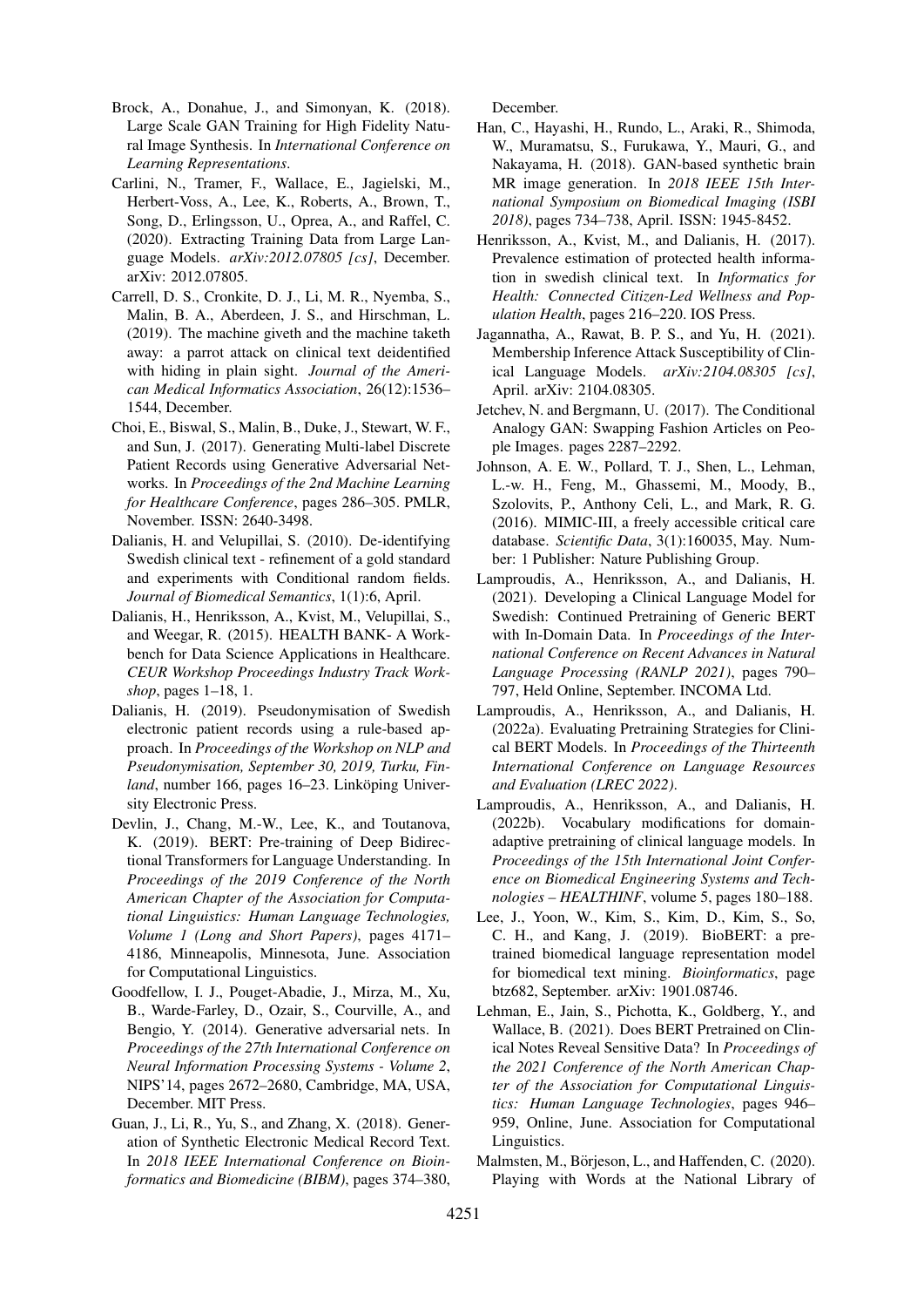Brock, A., Donahue, J., and Simonyan, K. (2018). Large Scale GAN Training for High Fidelity Natural Image Synthesis. In *International Conference on Learning Representations*.

Carlini, N., Tramer, F., Wallace, E., Jagielski, M., Herbert-Voss, A., Lee, K., Roberts, A., Brown, T., Song, D., Erlingsson, U., Oprea, A., and Raffel, C. (2020). Extracting Training Data from Large Language Models. *arXiv:2012.07805 [cs]*, December. arXiv: 2012.07805.

Carrell, D. S., Cronkite, D. J., Li, M. R., Nyemba, S., Malin, B. A., Aberdeen, J. S., and Hirschman, L. (2019). The machine giveth and the machine taketh away: a parrot attack on clinical text deidentified with hiding in plain sight. *Journal of the American Medical Informatics Association*, 26(12):1536–1544, December.

Choi, E., Biswal, S., Malin, B., Duke, J., Stewart, W. F., and Sun, J. (2017). Generating Multi-label Discrete Patient Records using Generative Adversarial Networks. In *Proceedings of the 2nd Machine Learning for Healthcare Conference*, pages 286–305. PMLR, November. ISSN: 2640-3498.

Dalianis, H. and Velupillai, S. (2010). De-identifying Swedish clinical text - refinement of a gold standard and experiments with Conditional random fields. *Journal of Biomedical Semantics*, 1(1):6, April.

Dalianis, H., Henriksson, A., Kvist, M., Velupillai, S., and Weegar, R. (2015). HEALTH BANK- A Workbench for Data Science Applications in Healthcare. *CEUR Workshop Proceedings Industry Track Workshop*, pages 1–18, 1.

Dalianis, H. (2019). Pseudonymisation of Swedish electronic patient records using a rule-based approach. In *Proceedings of the Workshop on NLP and Pseudonymisation, September 30, 2019, Turku, Finland*, number 166, pages 16–23. Linköping University Electronic Press.

Devlin, J., Chang, M.-W., Lee, K., and Toutanova, K. (2019). BERT: Pre-training of Deep Bidirectional Transformers for Language Understanding. In *Proceedings of the 2019 Conference of the North American Chapter of the Association for Computational Linguistics: Human Language Technologies, Volume 1 (Long and Short Papers)*, pages 4171–4186, Minneapolis, Minnesota, June. Association for Computational Linguistics.

Goodfellow, I. J., Pouget-Abadie, J., Mirza, M., Xu, B., Warde-Farley, D., Ozair, S., Courville, A., and Bengio, Y. (2014). Generative adversarial nets. In *Proceedings of the 27th International Conference on Neural Information Processing Systems - Volume 2*, NIPS'14, pages 2672–2680, Cambridge, MA, USA, December. MIT Press.

Guan, J., Li, R., Yu, S., and Zhang, X. (2018). Generation of Synthetic Electronic Medical Record Text. In *2018 IEEE International Conference on Bioinformatics and Biomedicine (BIBM)*, pages 374–380, December.

Han, C., Hayashi, H., Rundo, L., Araki, R., Shimoda, W., Muramatsu, S., Furukawa, Y., Mauri, G., and Nakayama, H. (2018). GAN-based synthetic brain MR image generation. In *2018 IEEE 15th International Symposium on Biomedical Imaging (ISBI 2018)*, pages 734–738, April. ISSN: 1945-8452.

Henriksson, A., Kvist, M., and Dalianis, H. (2017). Prevalence estimation of protected health information in swedish clinical text. In *Informatics for Health: Connected Citizen-Led Wellness and Population Health*, pages 216–220. IOS Press.

Jagannatha, A., Rawat, B. P. S., and Yu, H. (2021). Membership Inference Attack Susceptibility of Clinical Language Models. *arXiv:2104.08305 [cs]*, April. arXiv: 2104.08305.

Jetchev, N. and Bergmann, U. (2017). The Conditional Analogy GAN: Swapping Fashion Articles on People Images. pages 2287–2292.

Johnson, A. E. W., Pollard, T. J., Shen, L., Lehman, L.-w. H., Feng, M., Ghassemi, M., Moody, B., Szolovits, P., Anthony Celi, L., and Mark, R. G. (2016). MIMIC-III, a freely accessible critical care database. *Scientific Data*, 3(1):160035, May. Number: 1 Publisher: Nature Publishing Group.

Lamproudis, A., Henriksson, A., and Dalianis, H. (2021). Developing a Clinical Language Model for Swedish: Continued Pretraining of Generic BERT with In-Domain Data. In *Proceedings of the International Conference on Recent Advances in Natural Language Processing (RANLP 2021)*, pages 790–797, Held Online, September. INCOMA Ltd.

Lamproudis, A., Henriksson, A., and Dalianis, H. (2022a). Evaluating Pretraining Strategies for Clinical BERT Models. In *Proceedings of the Thirteenth International Conference on Language Resources and Evaluation (LREC 2022)*.

Lamproudis, A., Henriksson, A., and Dalianis, H. (2022b). Vocabulary modifications for domain-adaptive pretraining of clinical language models. In *Proceedings of the 15th International Joint Conference on Biomedical Engineering Systems and Technologies – HEALTHINF*, volume 5, pages 180–188.

Lee, J., Yoon, W., Kim, S., Kim, D., Kim, S., So, C. H., and Kang, J. (2019). BioBERT: a pre-trained biomedical language representation model for biomedical text mining. *Bioinformatics*, page btz682, September. arXiv: 1901.08746.

Lehman, E., Jain, S., Pichotta, K., Goldberg, Y., and Wallace, B. (2021). Does BERT Pretrained on Clinical Notes Reveal Sensitive Data? In *Proceedings of the 2021 Conference of the North American Chapter of the Association for Computational Linguistics: Human Language Technologies*, pages 946–959, Online, June. Association for Computational Linguistics.

Malmsten, M., Börjeson, L., and Haffenden, C. (2020). Playing with Words at the National Library of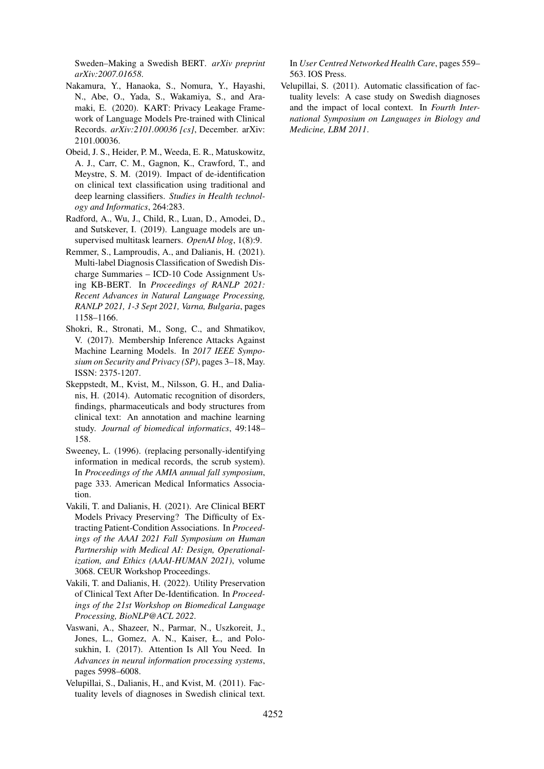Sweden–Making a Swedish BERT. *arXiv preprint arXiv:2007.01658*.

Nakamura, Y., Hanaoka, S., Nomura, Y., Hayashi, N., Abe, O., Yada, S., Wakamiya, S., and Aramaki, E. (2020). KART: Privacy Leakage Framework of Language Models Pre-trained with Clinical Records. *arXiv:2101.00036 [cs]*, December. arXiv: 2101.00036.

Obeid, J. S., Heider, P. M., Weeda, E. R., Matuskowitz, A. J., Carr, C. M., Gagnon, K., Crawford, T., and Meystre, S. M. (2019). Impact of de-identification on clinical text classification using traditional and deep learning classifiers. *Studies in Health technology and Informatics*, 264:283.

Radford, A., Wu, J., Child, R., Luan, D., Amodei, D., and Sutskever, I. (2019). Language models are unsupervised multitask learners. *OpenAI blog*, 1(8):9.

Remmer, S., Lamproudis, A., and Dalianis, H. (2021). Multi-label Diagnosis Classification of Swedish Discharge Summaries – ICD-10 Code Assignment Using KB-BERT. In *Proceedings of RANLP 2021: Recent Advances in Natural Language Processing, RANLP 2021, 1-3 Sept 2021, Varna, Bulgaria*, pages 1158–1166.

Shokri, R., Stronati, M., Song, C., and Shmatikov, V. (2017). Membership Inference Attacks Against Machine Learning Models. In *2017 IEEE Symposium on Security and Privacy (SP)*, pages 3–18, May. ISSN: 2375-1207.

Skeppstedt, M., Kvist, M., Nilsson, G. H., and Dalianis, H. (2014). Automatic recognition of disorders, findings, pharmaceuticals and body structures from clinical text: An annotation and machine learning study. *Journal of biomedical informatics*, 49:148–158.

Sweeney, L. (1996). (replacing personally-identifying information in medical records, the scrub system). In *Proceedings of the AMIA annual fall symposium*, page 333. American Medical Informatics Association.

Vakili, T. and Dalianis, H. (2021). Are Clinical BERT Models Privacy Preserving? The Difficulty of Extracting Patient-Condition Associations. In *Proceedings of the AAAI 2021 Fall Symposium on Human Partnership with Medical AI: Design, Operationalization, and Ethics (AAAI-HUMAN 2021)*, volume 3068. CEUR Workshop Proceedings.

Vakili, T. and Dalianis, H. (2022). Utility Preservation of Clinical Text After De-Identification. In *Proceedings of the 21st Workshop on Biomedical Language Processing, BioNLP@ACL 2022*.

Vaswani, A., Shazeer, N., Parmar, N., Uszkoreit, J., Jones, L., Gomez, A. N., Kaiser, Ł., and Polosukhin, I. (2017). Attention Is All You Need. In *Advances in neural information processing systems*, pages 5998–6008.

Velupillai, S., Dalianis, H., and Kvist, M. (2011). Factuality levels of diagnoses in Swedish clinical text. In *User Centred Networked Health Care*, pages 559–563. IOS Press.

Velupillai, S. (2011). Automatic classification of factuality levels: A case study on Swedish diagnoses and the impact of local context. In *Fourth International Symposium on Languages in Biology and Medicine, LBM 2011*.